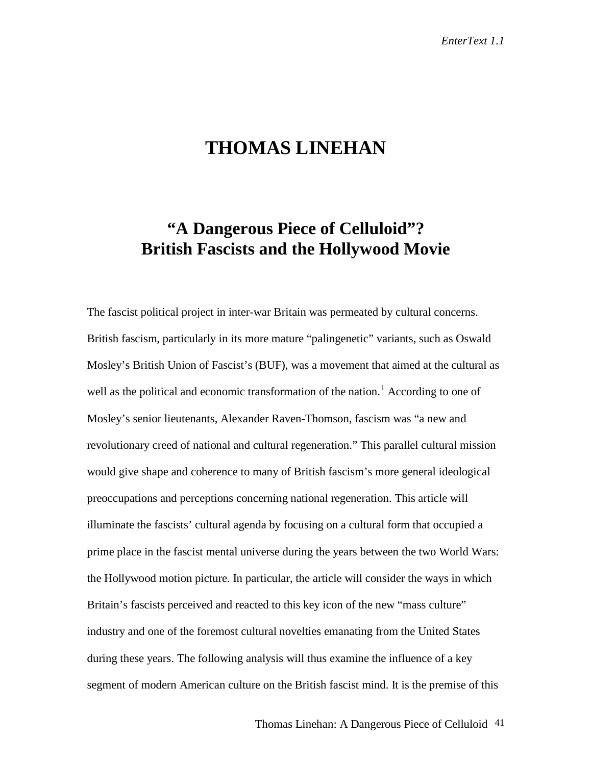# THOMAS LINEHAN

## "A Dangerous Piece of Celluloid"? British Fascists and the Hollywood Movie

The fascist political project in inter-war Britain was permeated by cultural concerns. British fascism, particularly in its more mature "palingenetic" variants, such as Oswald Mosley's British Union of Fascist's (BUF), was a movement that aimed at the cultural as well as the political and economic transformation of the nation.[1] According to one of Mosley's senior lieutenants, Alexander Raven-Thomson, fascism was "a new and revolutionary creed of national and cultural regeneration." This parallel cultural mission would give shape and coherence to many of British fascism's more general ideological preoccupations and perceptions concerning national regeneration. This article will illuminate the fascists' cultural agenda by focusing on a cultural form that occupied a prime place in the fascist mental universe during the years between the two World Wars: the Hollywood motion picture. In particular, the article will consider the ways in which Britain's fascists perceived and reacted to this key icon of the new "mass culture" industry and one of the foremost cultural novelties emanating from the United States during these years. The following analysis will thus examine the influence of a key segment of modern American culture on the British fascist mind. It is the premise of this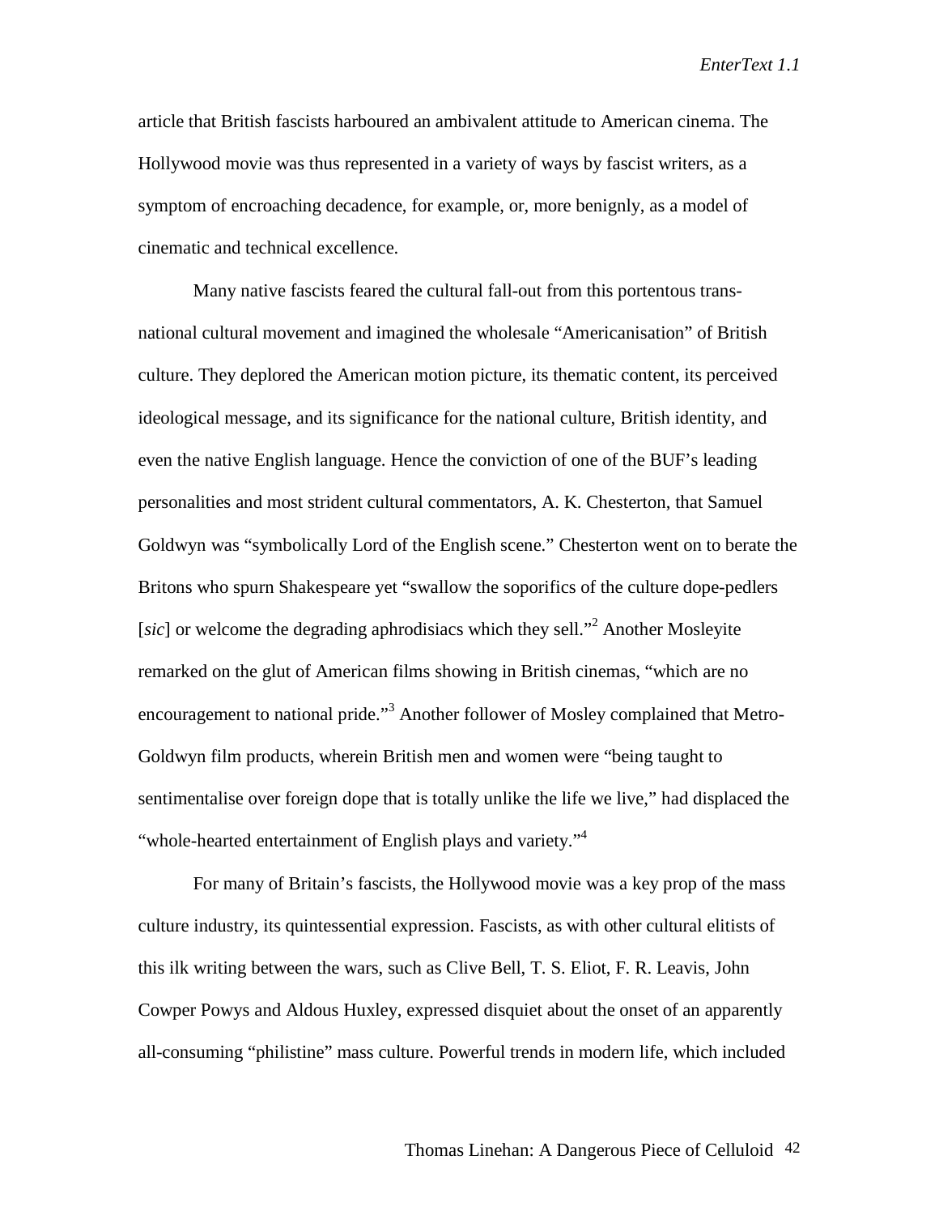article that British fascists harboured an ambivalent attitude to American cinema. The Hollywood movie was thus represented in a variety of ways by fascist writers, as a symptom of encroaching decadence, for example, or, more benignly, as a model of cinematic and technical excellence.

Many native fascists feared the cultural fall-out from this portentous trans-national cultural movement and imagined the wholesale "Americanisation" of British culture. They deplored the American motion picture, its thematic content, its perceived ideological message, and its significance for the national culture, British identity, and even the native English language. Hence the conviction of one of the BUF's leading personalities and most strident cultural commentators, A. K. Chesterton, that Samuel Goldwyn was "symbolically Lord of the English scene." Chesterton went on to berate the Britons who spurn Shakespeare yet "swallow the soporifics of the culture dope-pedlers [*sic*] or welcome the degrading aphrodisiacs which they sell."[2] Another Mosleyite remarked on the glut of American films showing in British cinemas, "which are no encouragement to national pride."[3] Another follower of Mosley complained that Metro-Goldwyn film products, wherein British men and women were "being taught to sentimentalise over foreign dope that is totally unlike the life we live," had displaced the "whole-hearted entertainment of English plays and variety."[4]

For many of Britain's fascists, the Hollywood movie was a key prop of the mass culture industry, its quintessential expression. Fascists, as with other cultural elitists of this ilk writing between the wars, such as Clive Bell, T. S. Eliot, F. R. Leavis, John Cowper Powys and Aldous Huxley, expressed disquiet about the onset of an apparently all-consuming "philistine" mass culture. Powerful trends in modern life, which included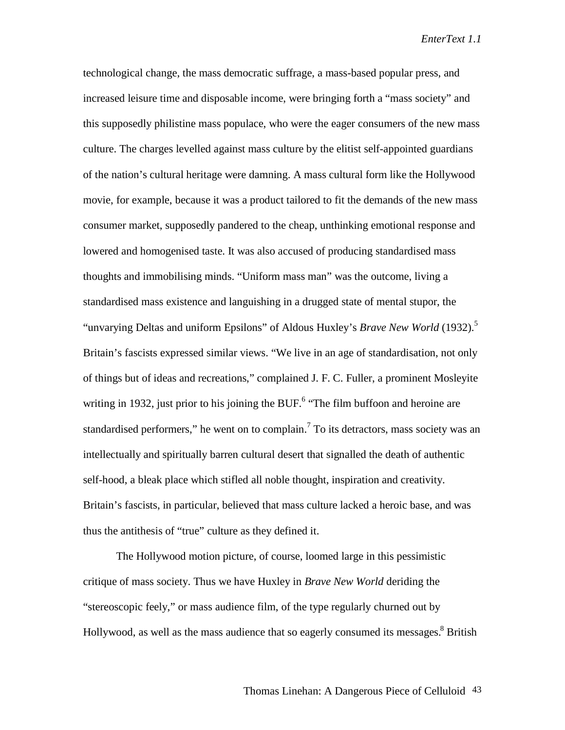technological change, the mass democratic suffrage, a mass-based popular press, and increased leisure time and disposable income, were bringing forth a "mass society" and this supposedly philistine mass populace, who were the eager consumers of the new mass culture. The charges levelled against mass culture by the elitist self-appointed guardians of the nation's cultural heritage were damning. A mass cultural form like the Hollywood movie, for example, because it was a product tailored to fit the demands of the new mass consumer market, supposedly pandered to the cheap, unthinking emotional response and lowered and homogenised taste. It was also accused of producing standardised mass thoughts and immobilising minds. "Uniform mass man" was the outcome, living a standardised mass existence and languishing in a drugged state of mental stupor, the "unvarying Deltas and uniform Epsilons" of Aldous Huxley's *Brave New World* (1932).[5] Britain's fascists expressed similar views. "We live in an age of standardisation, not only of things but of ideas and recreations," complained J. F. C. Fuller, a prominent Mosleyite writing in 1932, just prior to his joining the BUF.[6] "The film buffoon and heroine are standardised performers," he went on to complain.[7] To its detractors, mass society was an intellectually and spiritually barren cultural desert that signalled the death of authentic self-hood, a bleak place which stifled all noble thought, inspiration and creativity. Britain's fascists, in particular, believed that mass culture lacked a heroic base, and was thus the antithesis of "true" culture as they defined it.

The Hollywood motion picture, of course, loomed large in this pessimistic critique of mass society. Thus we have Huxley in *Brave New World* deriding the "stereoscopic feely," or mass audience film, of the type regularly churned out by Hollywood, as well as the mass audience that so eagerly consumed its messages.[8] British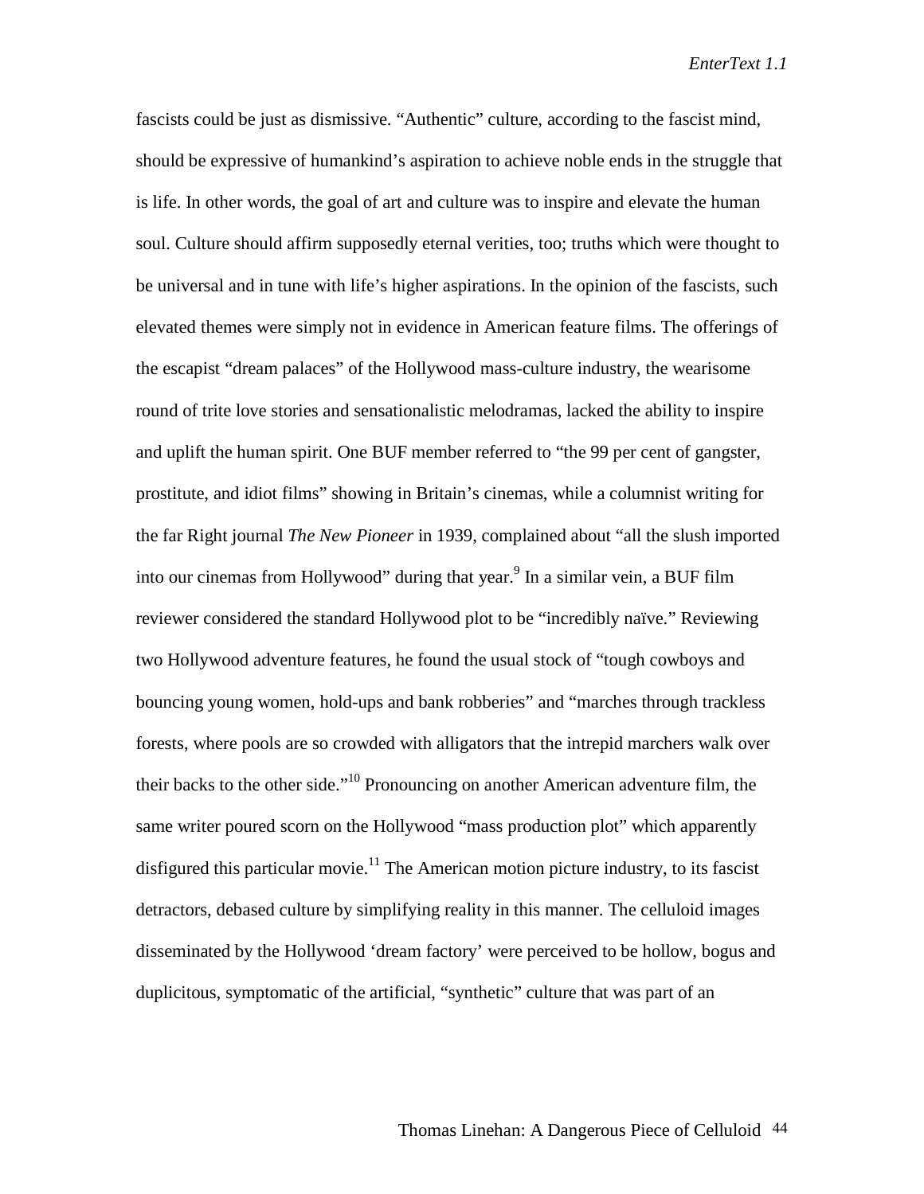fascists could be just as dismissive. “Authentic” culture, according to the fascist mind, should be expressive of humankind’s aspiration to achieve noble ends in the struggle that is life. In other words, the goal of art and culture was to inspire and elevate the human soul. Culture should affirm supposedly eternal verities, too; truths which were thought to be universal and in tune with life’s higher aspirations. In the opinion of the fascists, such elevated themes were simply not in evidence in American feature films. The offerings of the escapist “dream palaces” of the Hollywood mass-culture industry, the wearisome round of trite love stories and sensationalistic melodramas, lacked the ability to inspire and uplift the human spirit. One BUF member referred to “the 99 per cent of gangster, prostitute, and idiot films” showing in Britain’s cinemas, while a columnist writing for the far Right journal *The New Pioneer* in 1939, complained about “all the slush imported into our cinemas from Hollywood” during that year.[9] In a similar vein, a BUF film reviewer considered the standard Hollywood plot to be “incredibly naïve.” Reviewing two Hollywood adventure features, he found the usual stock of “tough cowboys and bouncing young women, hold-ups and bank robberies” and “marches through trackless forests, where pools are so crowded with alligators that the intrepid marchers walk over their backs to the other side.”[10] Pronouncing on another American adventure film, the same writer poured scorn on the Hollywood “mass production plot” which apparently disfigured this particular movie.[11] The American motion picture industry, to its fascist detractors, debased culture by simplifying reality in this manner. The celluloid images disseminated by the Hollywood ‘dream factory’ were perceived to be hollow, bogus and duplicitous, symptomatic of the artificial, “synthetic” culture that was part of an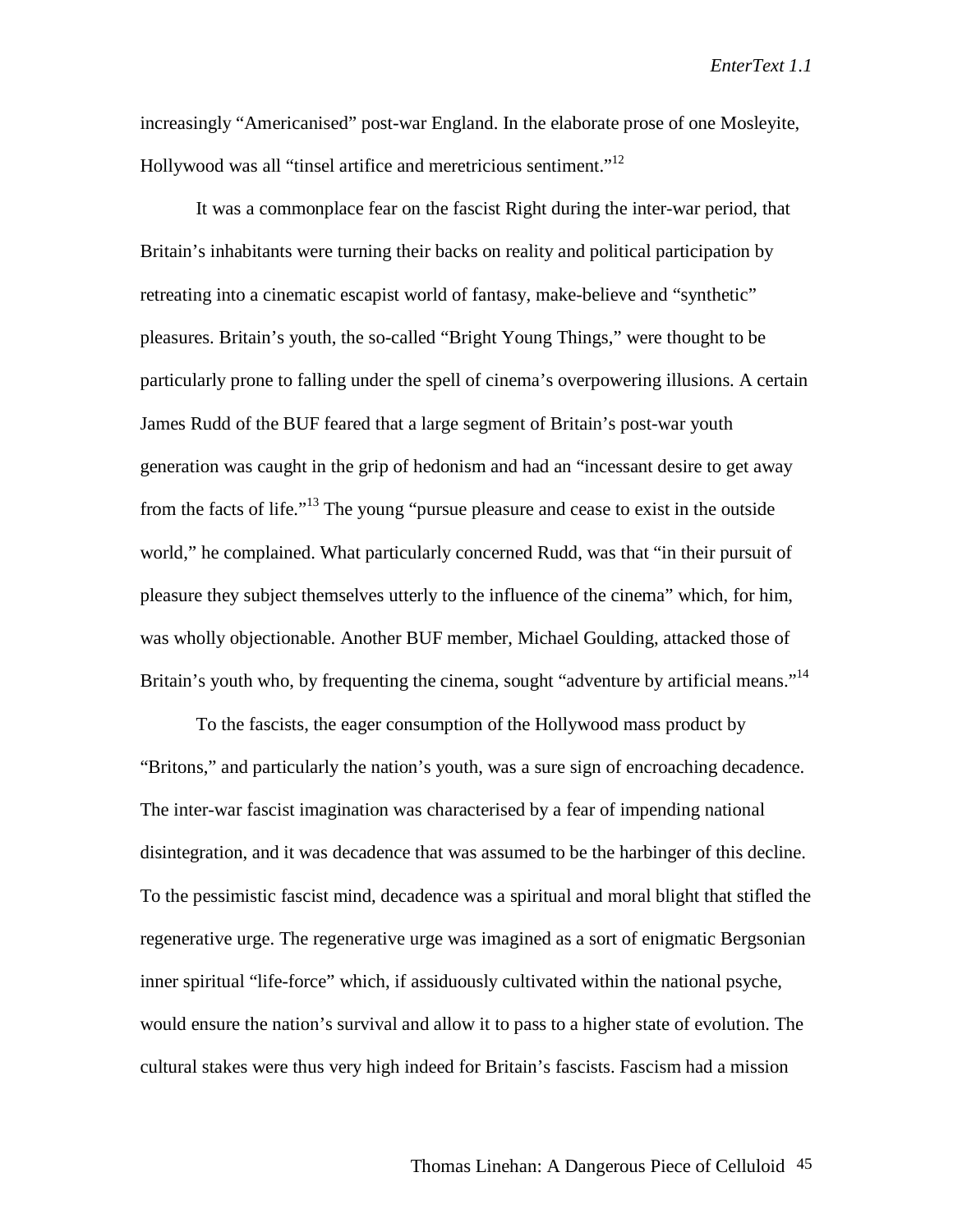increasingly "Americanised" post-war England. In the elaborate prose of one Mosleyite, Hollywood was all "tinsel artifice and meretricious sentiment."[12]

It was a commonplace fear on the fascist Right during the inter-war period, that Britain's inhabitants were turning their backs on reality and political participation by retreating into a cinematic escapist world of fantasy, make-believe and "synthetic" pleasures. Britain's youth, the so-called "Bright Young Things," were thought to be particularly prone to falling under the spell of cinema's overpowering illusions. A certain James Rudd of the BUF feared that a large segment of Britain's post-war youth generation was caught in the grip of hedonism and had an "incessant desire to get away from the facts of life."[13] The young "pursue pleasure and cease to exist in the outside world," he complained. What particularly concerned Rudd, was that "in their pursuit of pleasure they subject themselves utterly to the influence of the cinema" which, for him, was wholly objectionable. Another BUF member, Michael Goulding, attacked those of Britain's youth who, by frequenting the cinema, sought "adventure by artificial means."[14]

To the fascists, the eager consumption of the Hollywood mass product by "Britons," and particularly the nation's youth, was a sure sign of encroaching decadence. The inter-war fascist imagination was characterised by a fear of impending national disintegration, and it was decadence that was assumed to be the harbinger of this decline. To the pessimistic fascist mind, decadence was a spiritual and moral blight that stifled the regenerative urge. The regenerative urge was imagined as a sort of enigmatic Bergsonian inner spiritual "life-force" which, if assiduously cultivated within the national psyche, would ensure the nation's survival and allow it to pass to a higher state of evolution. The cultural stakes were thus very high indeed for Britain's fascists. Fascism had a mission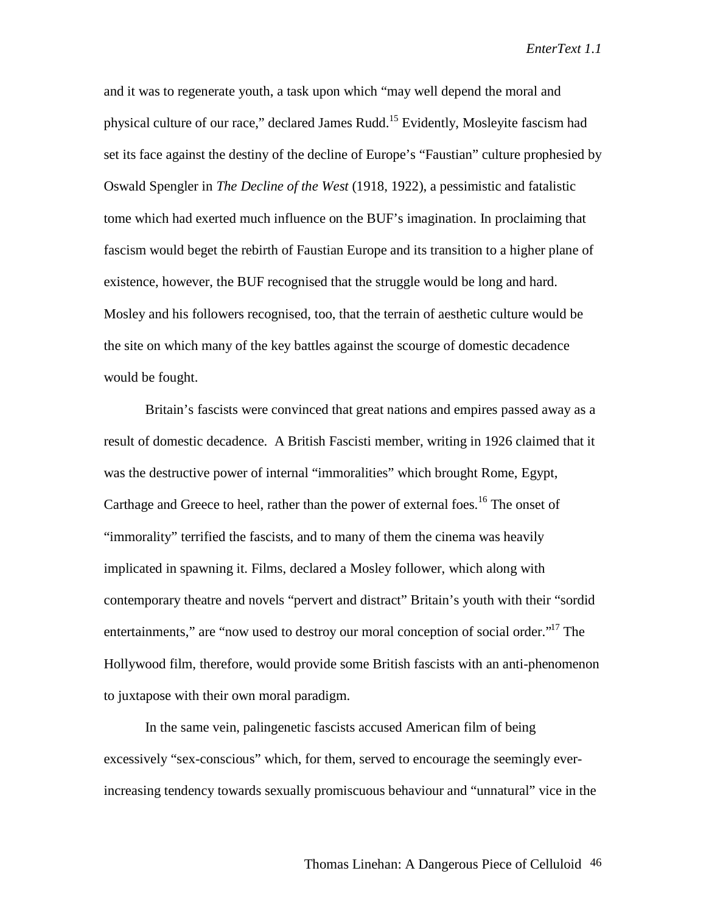and it was to regenerate youth, a task upon which "may well depend the moral and physical culture of our race," declared James Rudd.[15] Evidently, Mosleyite fascism had set its face against the destiny of the decline of Europe's "Faustian" culture prophesied by Oswald Spengler in *The Decline of the West* (1918, 1922), a pessimistic and fatalistic tome which had exerted much influence on the BUF's imagination. In proclaiming that fascism would beget the rebirth of Faustian Europe and its transition to a higher plane of existence, however, the BUF recognised that the struggle would be long and hard. Mosley and his followers recognised, too, that the terrain of aesthetic culture would be the site on which many of the key battles against the scourge of domestic decadence would be fought.

Britain's fascists were convinced that great nations and empires passed away as a result of domestic decadence. A British Fascisti member, writing in 1926 claimed that it was the destructive power of internal "immoralities" which brought Rome, Egypt, Carthage and Greece to heel, rather than the power of external foes.[16] The onset of "immorality" terrified the fascists, and to many of them the cinema was heavily implicated in spawning it. Films, declared a Mosley follower, which along with contemporary theatre and novels "pervert and distract" Britain's youth with their "sordid entertainments," are "now used to destroy our moral conception of social order."[17] The Hollywood film, therefore, would provide some British fascists with an anti-phenomenon to juxtapose with their own moral paradigm.

In the same vein, palingenetic fascists accused American film of being excessively "sex-conscious" which, for them, served to encourage the seemingly ever-increasing tendency towards sexually promiscuous behaviour and "unnatural" vice in the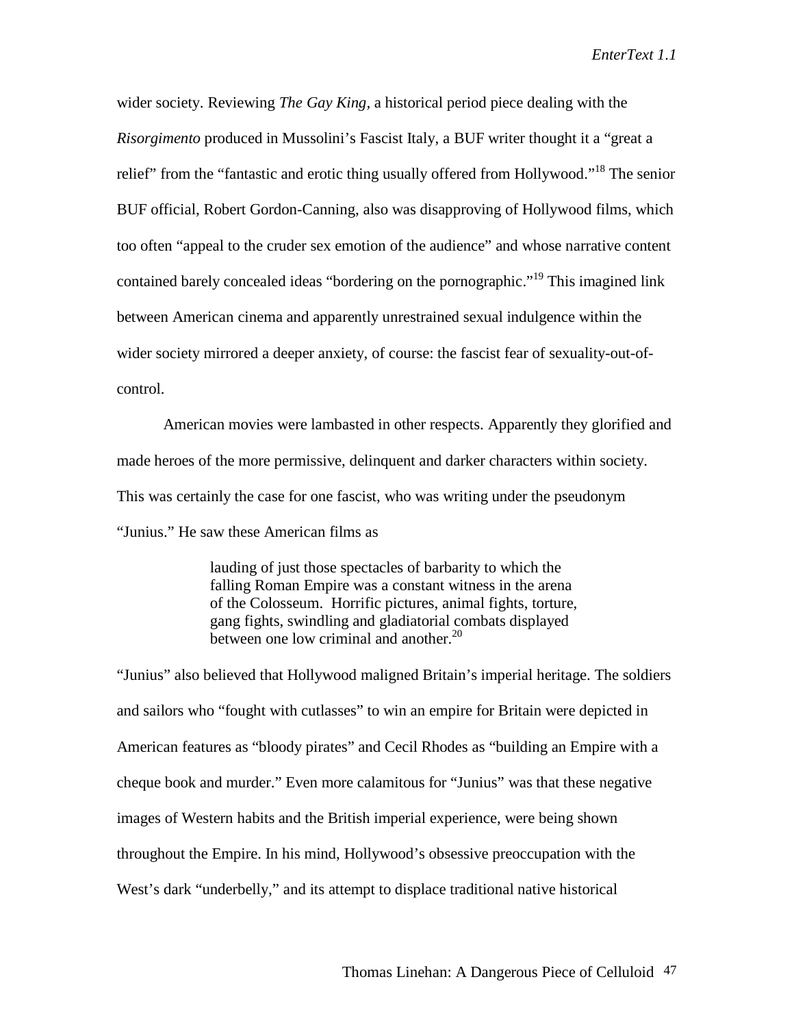wider society. Reviewing *The Gay King*, a historical period piece dealing with the *Risorgimento* produced in Mussolini's Fascist Italy, a BUF writer thought it a "great a relief" from the "fantastic and erotic thing usually offered from Hollywood."[18] The senior BUF official, Robert Gordon-Canning, also was disapproving of Hollywood films, which too often "appeal to the cruder sex emotion of the audience" and whose narrative content contained barely concealed ideas "bordering on the pornographic."[19] This imagined link between American cinema and apparently unrestrained sexual indulgence within the wider society mirrored a deeper anxiety, of course: the fascist fear of sexuality-out-of-control.

American movies were lambasted in other respects. Apparently they glorified and made heroes of the more permissive, delinquent and darker characters within society. This was certainly the case for one fascist, who was writing under the pseudonym "Junius." He saw these American films as

> lauding of just those spectacles of barbarity to which the falling Roman Empire was a constant witness in the arena of the Colosseum. Horrific pictures, animal fights, torture, gang fights, swindling and gladiatorial combats displayed between one low criminal and another.[20]

"Junius" also believed that Hollywood maligned Britain's imperial heritage. The soldiers and sailors who "fought with cutlasses" to win an empire for Britain were depicted in American features as "bloody pirates" and Cecil Rhodes as "building an Empire with a cheque book and murder." Even more calamitous for "Junius" was that these negative images of Western habits and the British imperial experience, were being shown throughout the Empire. In his mind, Hollywood's obsessive preoccupation with the West's dark "underbelly," and its attempt to displace traditional native historical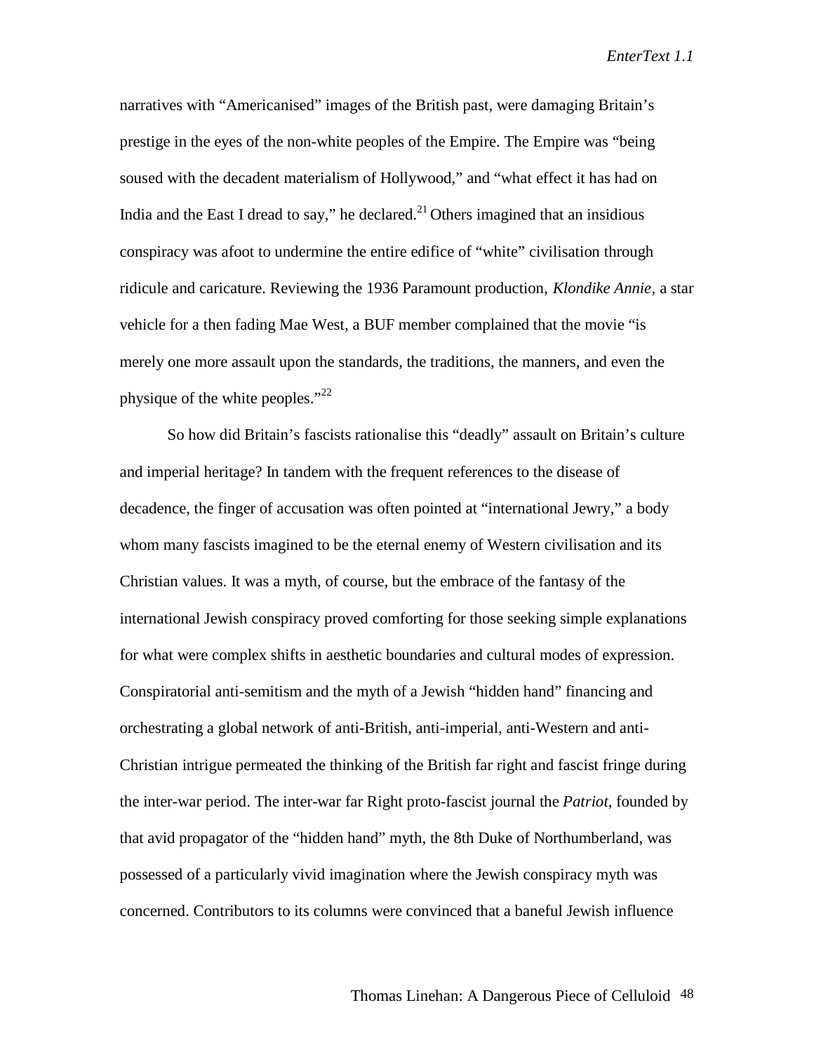narratives with "Americanised" images of the British past, were damaging Britain's prestige in the eyes of the non-white peoples of the Empire. The Empire was "being soused with the decadent materialism of Hollywood," and "what effect it has had on India and the East I dread to say," he declared.[21] Others imagined that an insidious conspiracy was afoot to undermine the entire edifice of "white" civilisation through ridicule and caricature. Reviewing the 1936 Paramount production, *Klondike Annie*, a star vehicle for a then fading Mae West, a BUF member complained that the movie "is merely one more assault upon the standards, the traditions, the manners, and even the physique of the white peoples."[22]

So how did Britain's fascists rationalise this "deadly" assault on Britain's culture and imperial heritage? In tandem with the frequent references to the disease of decadence, the finger of accusation was often pointed at "international Jewry," a body whom many fascists imagined to be the eternal enemy of Western civilisation and its Christian values. It was a myth, of course, but the embrace of the fantasy of the international Jewish conspiracy proved comforting for those seeking simple explanations for what were complex shifts in aesthetic boundaries and cultural modes of expression. Conspiratorial anti-semitism and the myth of a Jewish "hidden hand" financing and orchestrating a global network of anti-British, anti-imperial, anti-Western and anti-Christian intrigue permeated the thinking of the British far right and fascist fringe during the inter-war period. The inter-war far Right proto-fascist journal the *Patriot*, founded by that avid propagator of the "hidden hand" myth, the 8th Duke of Northumberland, was possessed of a particularly vivid imagination where the Jewish conspiracy myth was concerned. Contributors to its columns were convinced that a baneful Jewish influence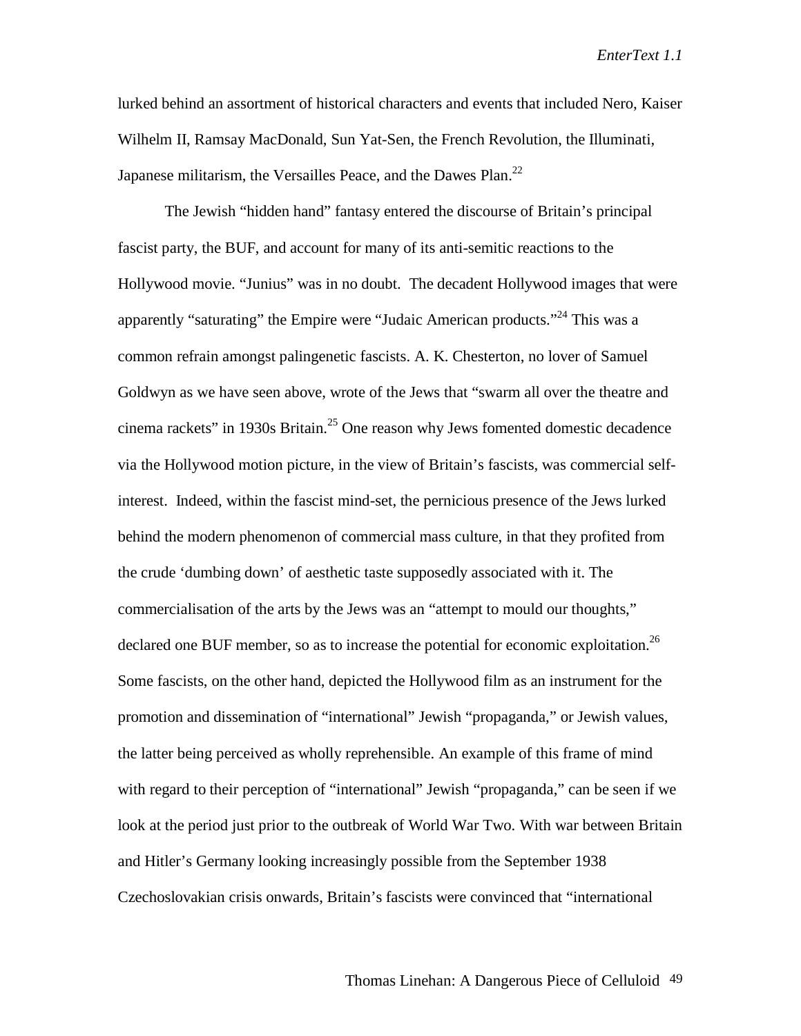lurked behind an assortment of historical characters and events that included Nero, Kaiser Wilhelm II, Ramsay MacDonald, Sun Yat-Sen, the French Revolution, the Illuminati, Japanese militarism, the Versailles Peace, and the Dawes Plan.[22]

The Jewish "hidden hand" fantasy entered the discourse of Britain's principal fascist party, the BUF, and account for many of its anti-semitic reactions to the Hollywood movie. "Junius" was in no doubt. The decadent Hollywood images that were apparently "saturating" the Empire were "Judaic American products."[24] This was a common refrain amongst palingenetic fascists. A. K. Chesterton, no lover of Samuel Goldwyn as we have seen above, wrote of the Jews that "swarm all over the theatre and cinema rackets" in 1930s Britain.[25] One reason why Jews fomented domestic decadence via the Hollywood motion picture, in the view of Britain's fascists, was commercial self-interest. Indeed, within the fascist mind-set, the pernicious presence of the Jews lurked behind the modern phenomenon of commercial mass culture, in that they profited from the crude 'dumbing down' of aesthetic taste supposedly associated with it. The commercialisation of the arts by the Jews was an "attempt to mould our thoughts," declared one BUF member, so as to increase the potential for economic exploitation.[26] Some fascists, on the other hand, depicted the Hollywood film as an instrument for the promotion and dissemination of "international" Jewish "propaganda," or Jewish values, the latter being perceived as wholly reprehensible. An example of this frame of mind with regard to their perception of "international" Jewish "propaganda," can be seen if we look at the period just prior to the outbreak of World War Two. With war between Britain and Hitler's Germany looking increasingly possible from the September 1938 Czechoslovakian crisis onwards, Britain's fascists were convinced that "international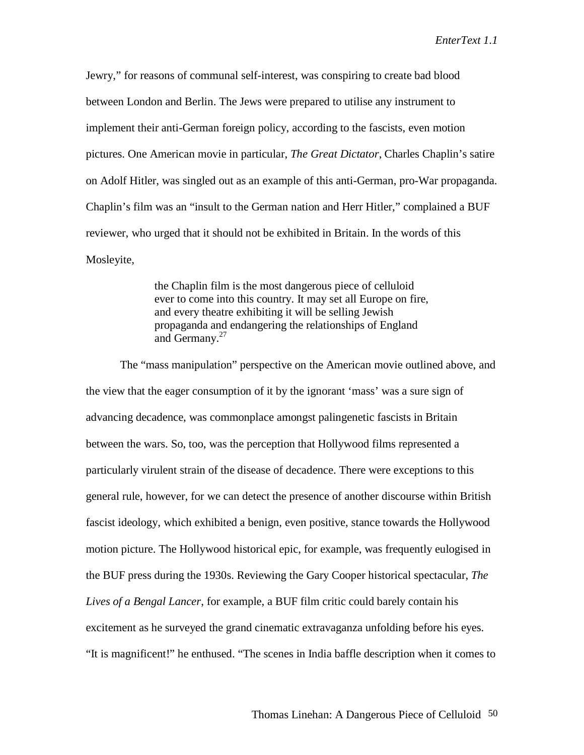Jewry," for reasons of communal self-interest, was conspiring to create bad blood between London and Berlin. The Jews were prepared to utilise any instrument to implement their anti-German foreign policy, according to the fascists, even motion pictures. One American movie in particular, *The Great Dictator*, Charles Chaplin's satire on Adolf Hitler, was singled out as an example of this anti-German, pro-War propaganda. Chaplin's film was an "insult to the German nation and Herr Hitler," complained a BUF reviewer, who urged that it should not be exhibited in Britain. In the words of this Mosleyite,

> the Chaplin film is the most dangerous piece of celluloid ever to come into this country. It may set all Europe on fire, and every theatre exhibiting it will be selling Jewish propaganda and endangering the relationships of England and Germany.[27]

The "mass manipulation" perspective on the American movie outlined above, and the view that the eager consumption of it by the ignorant 'mass' was a sure sign of advancing decadence, was commonplace amongst palingenetic fascists in Britain between the wars. So, too, was the perception that Hollywood films represented a particularly virulent strain of the disease of decadence. There were exceptions to this general rule, however, for we can detect the presence of another discourse within British fascist ideology, which exhibited a benign, even positive, stance towards the Hollywood motion picture. The Hollywood historical epic, for example, was frequently eulogised in the BUF press during the 1930s. Reviewing the Gary Cooper historical spectacular, *The Lives of a Bengal Lancer*, for example, a BUF film critic could barely contain his excitement as he surveyed the grand cinematic extravaganza unfolding before his eyes. "It is magnificent!" he enthused. "The scenes in India baffle description when it comes to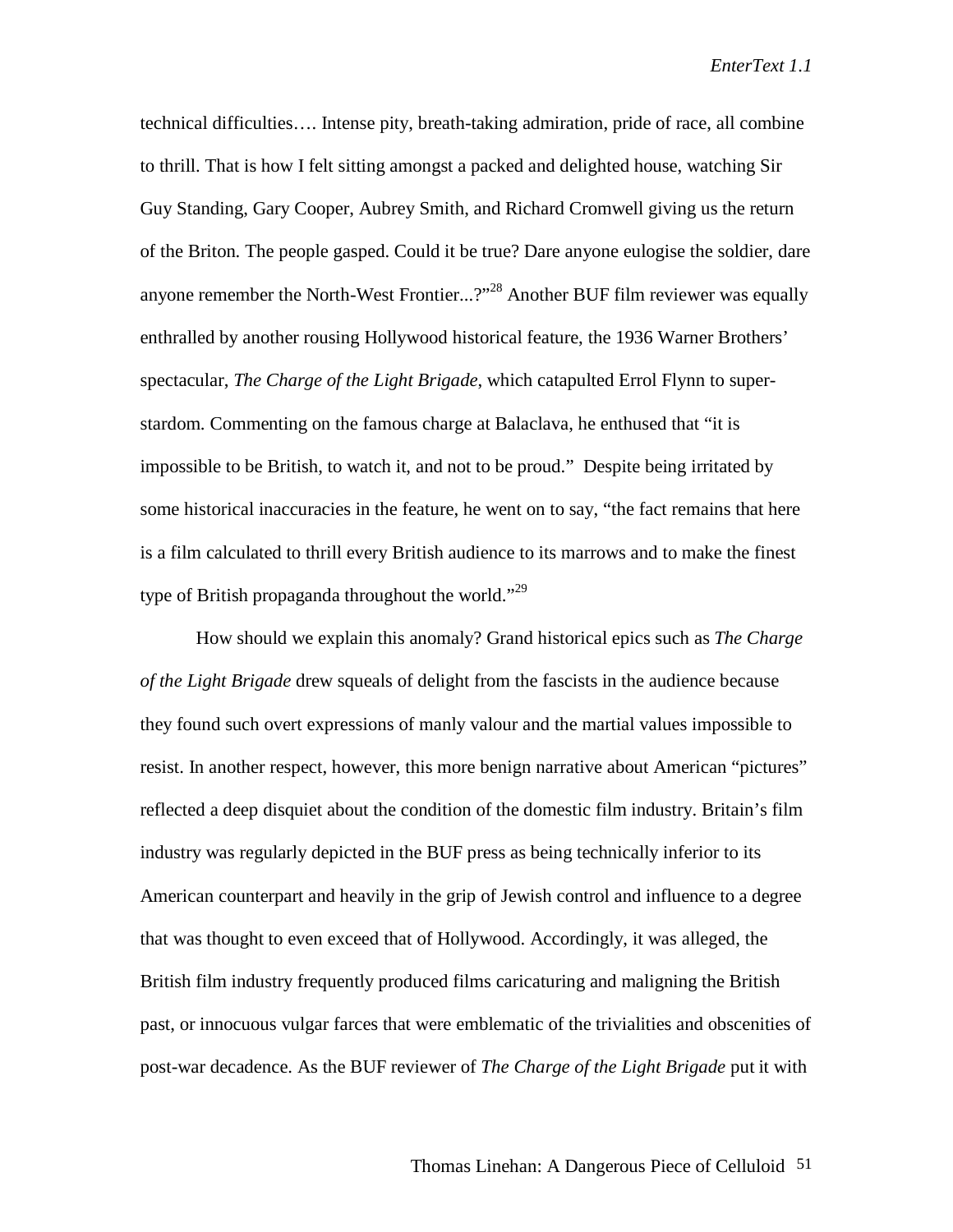technical difficulties…. Intense pity, breath-taking admiration, pride of race, all combine to thrill. That is how I felt sitting amongst a packed and delighted house, watching Sir Guy Standing, Gary Cooper, Aubrey Smith, and Richard Cromwell giving us the return of the Briton. The people gasped. Could it be true? Dare anyone eulogise the soldier, dare anyone remember the North-West Frontier...?"[28] Another BUF film reviewer was equally enthralled by another rousing Hollywood historical feature, the 1936 Warner Brothers' spectacular, *The Charge of the Light Brigade*, which catapulted Errol Flynn to super-stardom. Commenting on the famous charge at Balaclava, he enthused that "it is impossible to be British, to watch it, and not to be proud." Despite being irritated by some historical inaccuracies in the feature, he went on to say, "the fact remains that here is a film calculated to thrill every British audience to its marrows and to make the finest type of British propaganda throughout the world."[29]

How should we explain this anomaly? Grand historical epics such as *The Charge of the Light Brigade* drew squeals of delight from the fascists in the audience because they found such overt expressions of manly valour and the martial values impossible to resist. In another respect, however, this more benign narrative about American "pictures" reflected a deep disquiet about the condition of the domestic film industry. Britain's film industry was regularly depicted in the BUF press as being technically inferior to its American counterpart and heavily in the grip of Jewish control and influence to a degree that was thought to even exceed that of Hollywood. Accordingly, it was alleged, the British film industry frequently produced films caricaturing and maligning the British past, or innocuous vulgar farces that were emblematic of the trivialities and obscenities of post-war decadence. As the BUF reviewer of *The Charge of the Light Brigade* put it with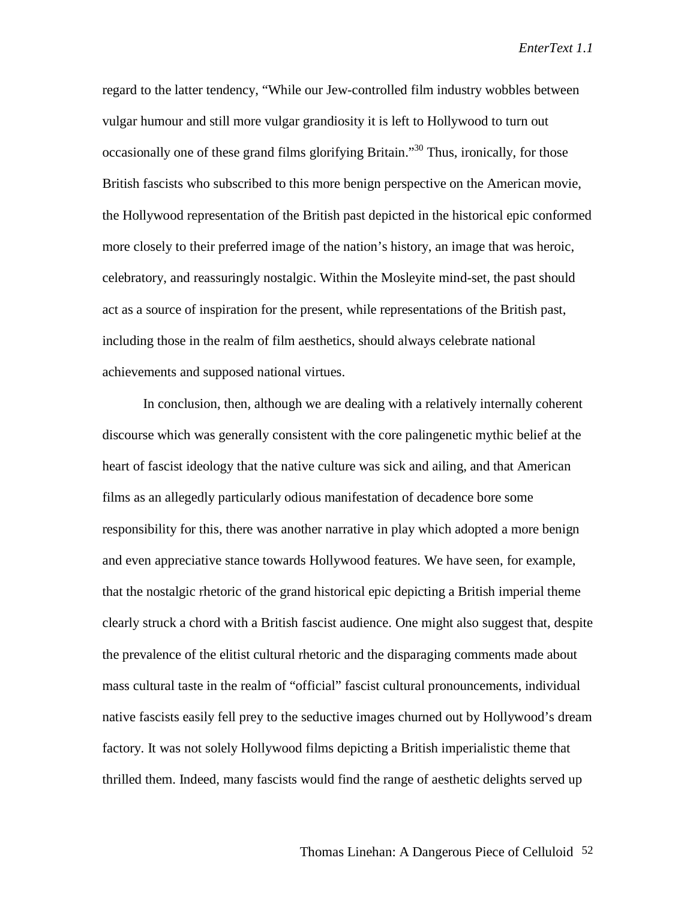regard to the latter tendency, "While our Jew-controlled film industry wobbles between vulgar humour and still more vulgar grandiosity it is left to Hollywood to turn out occasionally one of these grand films glorifying Britain."[30] Thus, ironically, for those British fascists who subscribed to this more benign perspective on the American movie, the Hollywood representation of the British past depicted in the historical epic conformed more closely to their preferred image of the nation's history, an image that was heroic, celebratory, and reassuringly nostalgic. Within the Mosleyite mind-set, the past should act as a source of inspiration for the present, while representations of the British past, including those in the realm of film aesthetics, should always celebrate national achievements and supposed national virtues.

In conclusion, then, although we are dealing with a relatively internally coherent discourse which was generally consistent with the core palingenetic mythic belief at the heart of fascist ideology that the native culture was sick and ailing, and that American films as an allegedly particularly odious manifestation of decadence bore some responsibility for this, there was another narrative in play which adopted a more benign and even appreciative stance towards Hollywood features. We have seen, for example, that the nostalgic rhetoric of the grand historical epic depicting a British imperial theme clearly struck a chord with a British fascist audience. One might also suggest that, despite the prevalence of the elitist cultural rhetoric and the disparaging comments made about mass cultural taste in the realm of "official" fascist cultural pronouncements, individual native fascists easily fell prey to the seductive images churned out by Hollywood's dream factory. It was not solely Hollywood films depicting a British imperialistic theme that thrilled them. Indeed, many fascists would find the range of aesthetic delights served up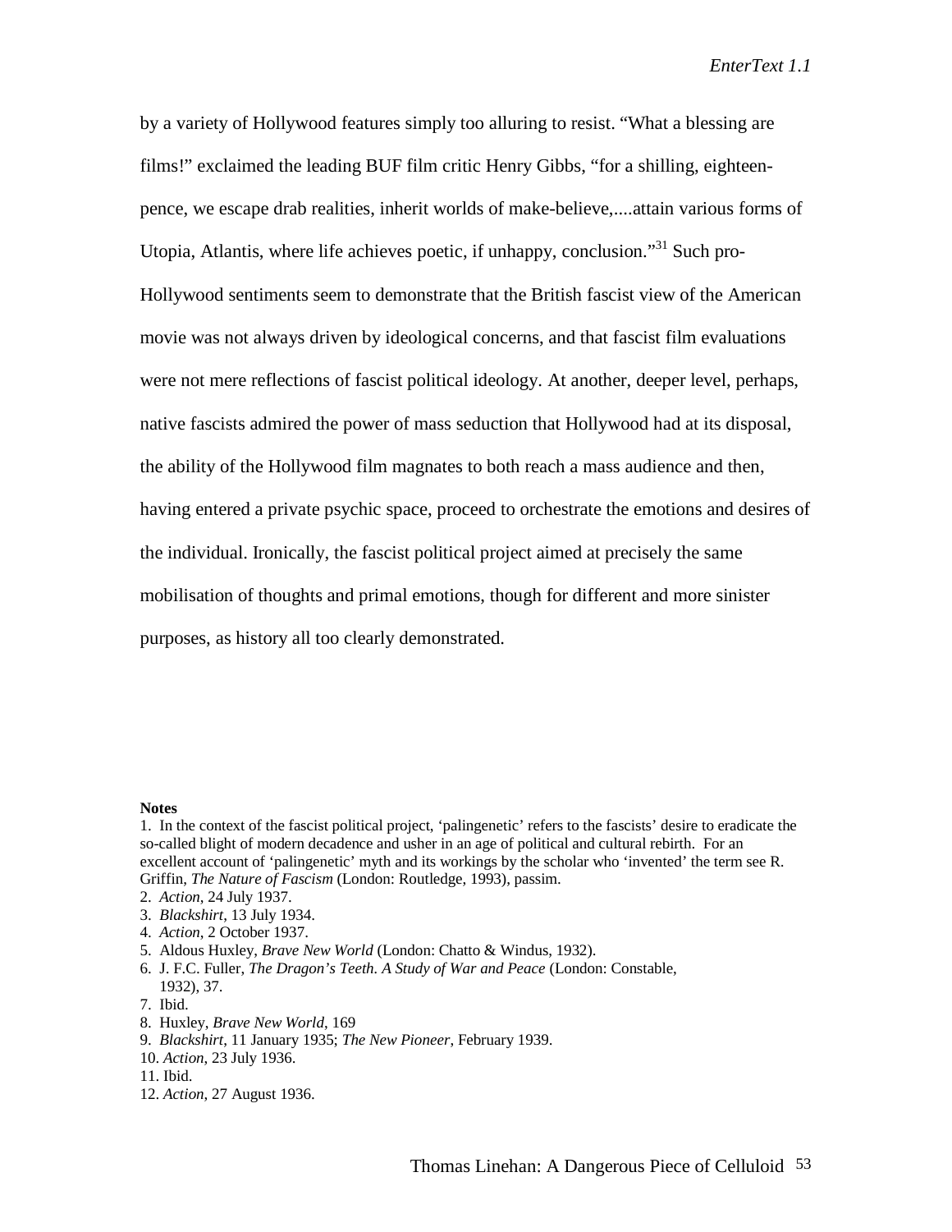by a variety of Hollywood features simply too alluring to resist. "What a blessing are films!" exclaimed the leading BUF film critic Henry Gibbs, "for a shilling, eighteen-pence, we escape drab realities, inherit worlds of make-believe,....attain various forms of Utopia, Atlantis, where life achieves poetic, if unhappy, conclusion."[31] Such pro-Hollywood sentiments seem to demonstrate that the British fascist view of the American movie was not always driven by ideological concerns, and that fascist film evaluations were not mere reflections of fascist political ideology. At another, deeper level, perhaps, native fascists admired the power of mass seduction that Hollywood had at its disposal, the ability of the Hollywood film magnates to both reach a mass audience and then, having entered a private psychic space, proceed to orchestrate the emotions and desires of the individual. Ironically, the fascist political project aimed at precisely the same mobilisation of thoughts and primal emotions, though for different and more sinister purposes, as history all too clearly demonstrated.

**Notes**

1. In the context of the fascist political project, 'palingenetic' refers to the fascists' desire to eradicate the so-called blight of modern decadence and usher in an age of political and cultural rebirth. For an excellent account of 'palingenetic' myth and its workings by the scholar who 'invented' the term see R. Griffin, *The Nature of Fascism* (London: Routledge, 1993), passim.
2. *Action*, 24 July 1937.
3. *Blackshirt*, 13 July 1934.
4. *Action*, 2 October 1937.
5. Aldous Huxley, *Brave New World* (London: Chatto & Windus, 1932).
6. J. F.C. Fuller, *The Dragon's Teeth. A Study of War and Peace* (London: Constable, 1932), 37.
7. Ibid.
8. Huxley, *Brave New World*, 169
9. *Blackshirt*, 11 January 1935; *The New Pioneer*, February 1939.
10. *Action*, 23 July 1936.
11. Ibid.
12. *Action*, 27 August 1936.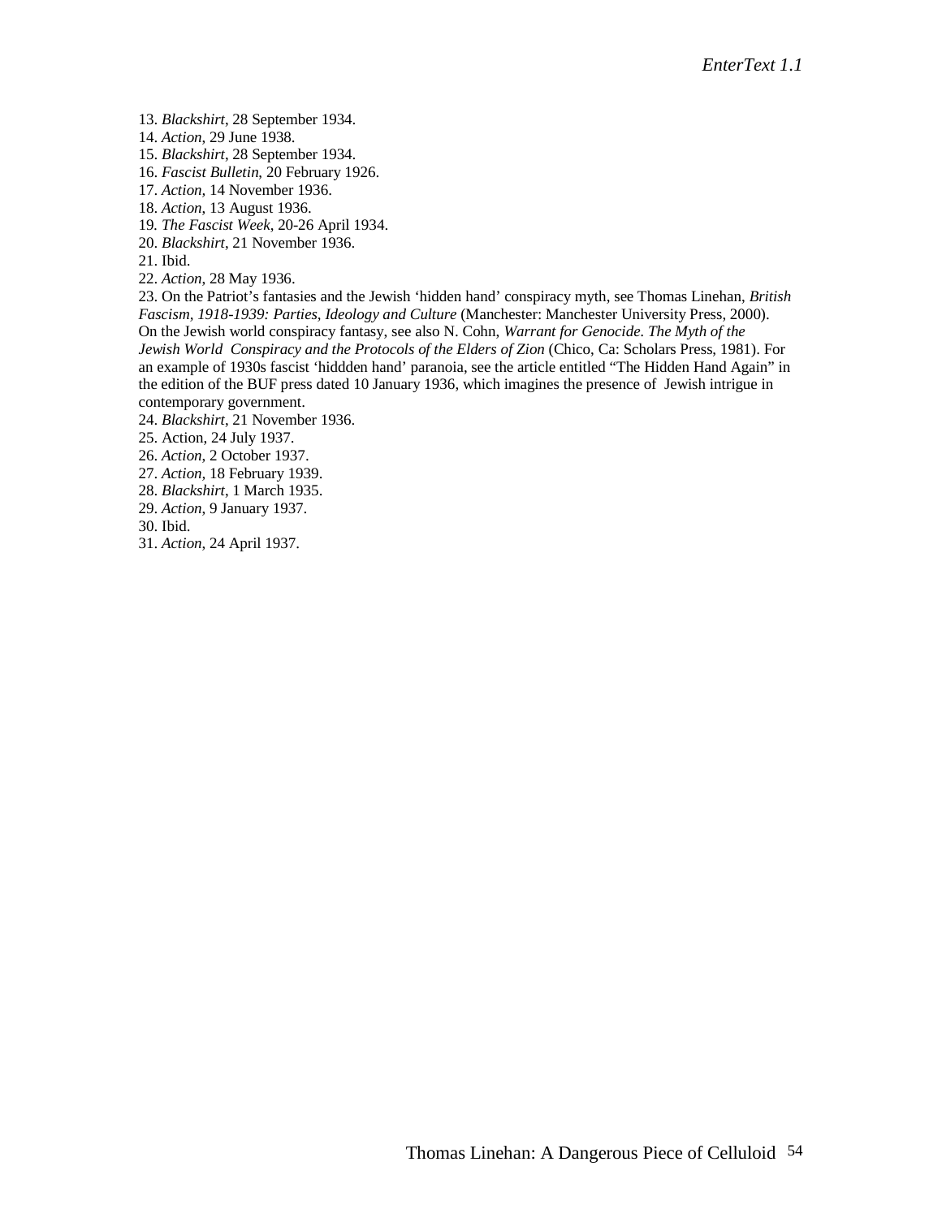13. *Blackshirt*, 28 September 1934.
14. *Action*, 29 June 1938.
15. *Blackshirt*, 28 September 1934.
16. *Fascist Bulletin*, 20 February 1926.
17. *Action*, 14 November 1936.
18. *Action*, 13 August 1936.
19. *The Fascist Week*, 20-26 April 1934.
20. *Blackshirt*, 21 November 1936.
21. Ibid.
22. *Action*, 28 May 1936.
23. On the Patriot's fantasies and the Jewish 'hidden hand' conspiracy myth, see Thomas Linehan, *British Fascism, 1918-1939: Parties, Ideology and Culture* (Manchester: Manchester University Press, 2000). On the Jewish world conspiracy fantasy, see also N. Cohn, *Warrant for Genocide. The Myth of the Jewish World Conspiracy and the Protocols of the Elders of Zion* (Chico, Ca: Scholars Press, 1981). For an example of 1930s fascist 'hiddden hand' paranoia, see the article entitled "The Hidden Hand Again" in the edition of the BUF press dated 10 January 1936, which imagines the presence of Jewish intrigue in contemporary government.
24. *Blackshirt*, 21 November 1936.
25. Action, 24 July 1937.
26. *Action*, 2 October 1937.
27. *Action*, 18 February 1939.
28. *Blackshirt*, 1 March 1935.
29. *Action*, 9 January 1937.
30. Ibid.
31. *Action*, 24 April 1937.